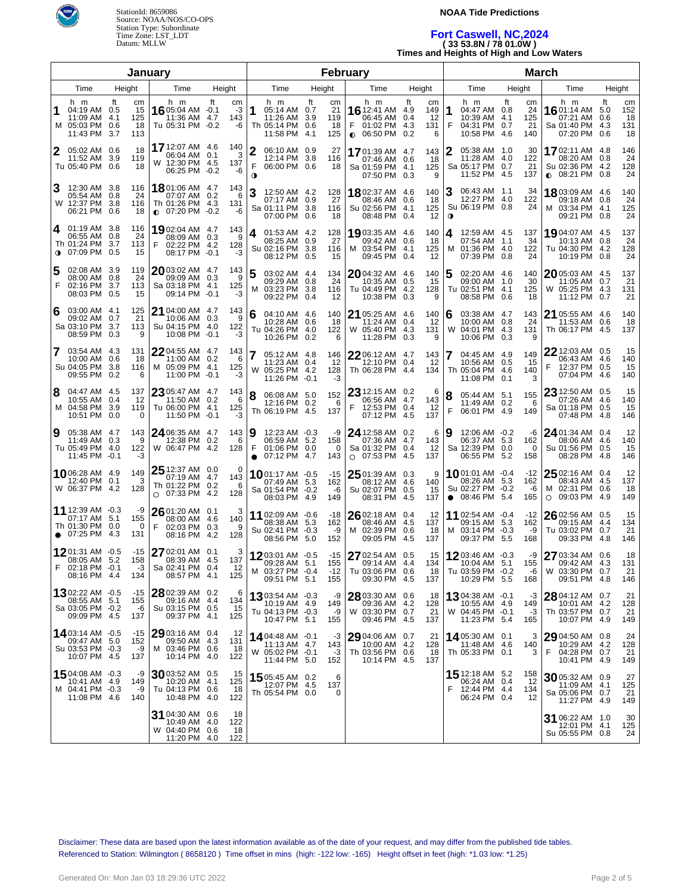StationId: 8659086
Source: NOAA/NOS/CO-OPS
Station Type: Subordinate
Time Zone: LST_LDT
Datum: MLLW

**NOAA Tide Predictions**

# Fort Caswell, NC,2024

**( 33 53.8N / 78 01.0W )**

**Times and Heights of High and Low Waters**

## January

| Day | Time (h m) | Height (ft) | Height (cm) |
|---|---|---|---|
| 1 M | 04:19 AM | 0.5 | 15 |
| | 11:09 AM | 4.1 | 125 |
| | 05:03 PM | 0.6 | 18 |
| | 11:43 PM | 3.7 | 113 |
| 2 Tu | 05:02 AM | 0.6 | 18 |
| | 11:52 AM | 3.9 | 119 |
| | 05:40 PM | 0.6 | 18 |
| 3 W | 12:30 AM | 3.8 | 116 |
| | 05:54 AM | 0.8 | 24 |
| | 12:37 PM | 3.8 | 116 |
| | 06:21 PM | 0.6 | 18 |
| 4 Th ◑ | 01:19 AM | 3.8 | 116 |
| | 06:55 AM | 0.8 | 24 |
| | 01:24 PM | 3.7 | 113 |
| | 07:09 PM | 0.5 | 15 |
| 5 F | 02:08 AM | 3.9 | 119 |
| | 08:00 AM | 0.8 | 24 |
| | 02:16 PM | 3.7 | 113 |
| | 08:03 PM | 0.5 | 15 |
| 6 Sa | 03:00 AM | 4.1 | 125 |
| | 09:02 AM | 0.7 | 21 |
| | 03:10 PM | 3.7 | 113 |
| | 08:59 PM | 0.3 | 9 |
| 7 Su | 03:54 AM | 4.3 | 131 |
| | 10:00 AM | 0.6 | 18 |
| | 04:05 PM | 3.8 | 116 |
| | 09:55 PM | 0.2 | 6 |
| 8 M | 04:47 AM | 4.5 | 137 |
| | 10:55 AM | 0.4 | 12 |
| | 04:58 PM | 3.9 | 119 |
| | 10:51 PM | 0.0 | 0 |
| 9 Tu | 05:38 AM | 4.7 | 143 |
| | 11:49 AM | 0.3 | 9 |
| | 05:49 PM | 4.0 | 122 |
| | 11:45 PM | -0.1 | -3 |
| 10 W | 06:28 AM | 4.9 | 149 |
| | 12:40 PM | 0.1 | 3 |
| | 06:37 PM | 4.2 | 128 |
| 11 Th ● | 12:39 AM | -0.3 | -9 |
| | 07:17 AM | 5.1 | 155 |
| | 01:30 PM | 0.0 | 0 |
| | 07:25 PM | 4.3 | 131 |
| 12 F | 01:31 AM | -0.5 | -15 |
| | 08:05 AM | 5.2 | 158 |
| | 02:18 PM | -0.1 | -3 |
| | 08:16 PM | 4.4 | 134 |
| 13 Sa | 02:22 AM | -0.5 | -15 |
| | 08:55 AM | 5.1 | 155 |
| | 03:05 PM | -0.2 | -6 |
| | 09:09 PM | 4.5 | 137 |
| 14 Su | 03:14 AM | -0.5 | -15 |
| | 09:47 AM | 5.0 | 152 |
| | 03:53 PM | -0.3 | -9 |
| | 10:07 PM | 4.5 | 137 |
| 15 M | 04:08 AM | -0.3 | -9 |
| | 10:41 AM | 4.9 | 149 |
| | 04:41 PM | -0.3 | -9 |
| | 11:08 PM | 4.6 | 140 |
| 16 Tu | 05:04 AM | -0.1 | -3 |
| | 11:36 AM | 4.7 | 143 |
| | 05:31 PM | -0.2 | -6 |
| 17 W | 12:07 AM | 4.6 | 140 |
| | 06:04 AM | 0.1 | 3 |
| | 12:30 PM | 4.5 | 137 |
| | 06:25 PM | -0.2 | -6 |
| 18 Th ◐ | 01:06 AM | 4.7 | 143 |
| | 07:07 AM | 0.2 | 6 |
| | 01:26 PM | 4.3 | 131 |
| | 07:20 PM | -0.2 | -6 |
| 19 F | 02:04 AM | 4.7 | 143 |
| | 08:09 AM | 0.3 | 9 |
| | 02:22 PM | 4.2 | 128 |
| | 08:17 PM | -0.1 | -3 |
| 20 Sa | 03:02 AM | 4.7 | 143 |
| | 09:09 AM | 0.3 | 9 |
| | 03:18 PM | 4.1 | 125 |
| | 09:14 PM | -0.1 | -3 |
| 21 Su | 04:00 AM | 4.7 | 143 |
| | 10:06 AM | 0.3 | 9 |
| | 04:15 PM | 4.0 | 122 |
| | 10:08 PM | -0.1 | -3 |
| 22 M | 04:55 AM | 4.7 | 143 |
| | 11:00 AM | 0.2 | 6 |
| | 05:09 PM | 4.1 | 125 |
| | 11:00 PM | -0.1 | -3 |
| 23 Tu | 05:47 AM | 4.7 | 143 |
| | 11:50 AM | 0.2 | 6 |
| | 06:00 PM | 4.1 | 125 |
| | 11:50 PM | -0.1 | -3 |
| 24 W | 06:35 AM | 4.7 | 143 |
| | 12:38 PM | 0.2 | 6 |
| | 06:47 PM | 4.2 | 128 |
| 25 Th ○ | 12:37 AM | 0.0 | 0 |
| | 07:19 AM | 4.7 | 143 |
| | 01:22 PM | 0.2 | 6 |
| | 07:33 PM | 4.2 | 128 |
| 26 F | 01:20 AM | 0.1 | 3 |
| | 08:00 AM | 4.6 | 140 |
| | 02:03 PM | 0.3 | 9 |
| | 08:16 PM | 4.2 | 128 |
| 27 Sa | 02:01 AM | 0.1 | 3 |
| | 08:39 AM | 4.5 | 137 |
| | 02:41 PM | 0.4 | 12 |
| | 08:57 PM | 4.1 | 125 |
| 28 Su | 02:39 AM | 0.2 | 6 |
| | 09:16 AM | 4.4 | 134 |
| | 03:15 PM | 0.5 | 15 |
| | 09:37 PM | 4.1 | 125 |
| 29 M | 03:16 AM | 0.4 | 12 |
| | 09:50 AM | 4.3 | 131 |
| | 03:46 PM | 0.6 | 18 |
| | 10:14 PM | 4.0 | 122 |
| 30 Tu | 03:52 AM | 0.5 | 15 |
| | 10:20 AM | 4.1 | 125 |
| | 04:13 PM | 0.6 | 18 |
| | 10:48 PM | 4.0 | 122 |
| 31 W | 04:30 AM | 0.6 | 18 |
| | 10:49 AM | 4.0 | 122 |
| | 04:40 PM | 0.6 | 18 |
| | 11:20 PM | 4.0 | 122 |

## February

| Day | Time (h m) | Height (ft) | Height (cm) |
|---|---|---|---|
| 1 Th | 05:14 AM | 0.7 | 21 |
| | 11:26 AM | 3.9 | 119 |
| | 05:14 PM | 0.6 | 18 |
| | 11:58 PM | 4.1 | 125 |
| 2 F ◑ | 06:10 AM | 0.9 | 27 |
| | 12:14 PM | 3.8 | 116 |
| | 06:00 PM | 0.6 | 18 |
| 3 Sa | 12:50 AM | 4.2 | 128 |
| | 07:17 AM | 0.9 | 27 |
| | 01:11 PM | 3.8 | 116 |
| | 07:00 PM | 0.6 | 18 |
| 4 Su | 01:53 AM | 4.2 | 128 |
| | 08:25 AM | 0.9 | 27 |
| | 02:16 PM | 3.8 | 116 |
| | 08:12 PM | 0.5 | 15 |
| 5 M | 03:02 AM | 4.4 | 134 |
| | 09:29 AM | 0.8 | 24 |
| | 03:23 PM | 3.8 | 116 |
| | 09:22 PM | 0.4 | 12 |
| 6 Tu | 04:10 AM | 4.6 | 140 |
| | 10:28 AM | 0.6 | 18 |
| | 04:26 PM | 4.0 | 122 |
| | 10:26 PM | 0.2 | 6 |
| 7 W | 05:12 AM | 4.8 | 146 |
| | 11:23 AM | 0.4 | 12 |
| | 05:25 PM | 4.2 | 128 |
| | 11:26 PM | -0.1 | -3 |
| 8 Th | 06:08 AM | 5.0 | 152 |
| | 12:16 PM | 0.2 | 6 |
| | 06:19 PM | 4.5 | 137 |
| 9 F ● | 12:23 AM | -0.3 | -9 |
| | 06:59 AM | 5.2 | 158 |
| | 01:06 PM | 0.0 | 0 |
| | 07:12 PM | 4.7 | 143 |
| 10 Sa | 01:17 AM | -0.5 | -15 |
| | 07:49 AM | 5.3 | 162 |
| | 01:54 PM | -0.2 | -6 |
| | 08:03 PM | 4.9 | 149 |
| 11 Su | 02:09 AM | -0.6 | -18 |
| | 08:38 AM | 5.3 | 162 |
| | 02:41 PM | -0.3 | -9 |
| | 08:56 PM | 5.0 | 152 |
| 12 M | 03:01 AM | -0.5 | -15 |
| | 09:28 AM | 5.1 | 155 |
| | 03:27 PM | -0.4 | -12 |
| | 09:51 PM | 5.1 | 155 |
| 13 Tu | 03:54 AM | -0.3 | -9 |
| | 10:19 AM | 4.9 | 149 |
| | 04:13 PM | -0.3 | -9 |
| | 10:47 PM | 5.1 | 155 |
| 14 W | 04:48 AM | -0.1 | -3 |
| | 11:13 AM | 4.7 | 143 |
| | 05:02 PM | -0.1 | -3 |
| | 11:44 PM | 5.0 | 152 |
| 15 Th | 05:45 AM | 0.2 | 6 |
| | 12:07 PM | 4.5 | 137 |
| | 05:54 PM | 0.0 | 0 |
| 16 F ◐ | 12:41 AM | 4.9 | 149 |
| | 06:45 AM | 0.4 | 12 |
| | 01:02 PM | 4.3 | 131 |
| | 06:50 PM | 0.2 | 6 |
| 17 Sa | 01:39 AM | 4.7 | 143 |
| | 07:46 AM | 0.6 | 18 |
| | 01:59 PM | 4.1 | 125 |
| | 07:50 PM | 0.3 | 9 |
| 18 Su | 02:37 AM | 4.6 | 140 |
| | 08:46 AM | 0.6 | 18 |
| | 02:56 PM | 4.1 | 125 |
| | 08:48 PM | 0.4 | 12 |
| 19 M | 03:35 AM | 4.6 | 140 |
| | 09:42 AM | 0.6 | 18 |
| | 03:54 PM | 4.1 | 125 |
| | 09:45 PM | 0.4 | 12 |
| 20 Tu | 04:32 AM | 4.6 | 140 |
| | 10:35 AM | 0.5 | 15 |
| | 04:49 PM | 4.2 | 128 |
| | 10:38 PM | 0.3 | 9 |
| 21 W | 05:25 AM | 4.6 | 140 |
| | 11:24 AM | 0.4 | 12 |
| | 05:40 PM | 4.3 | 131 |
| | 11:28 PM | 0.3 | 9 |
| 22 Th | 06:12 AM | 4.7 | 143 |
| | 12:10 PM | 0.4 | 12 |
| | 06:28 PM | 4.4 | 134 |
| 23 F | 12:15 AM | 0.2 | 6 |
| | 06:56 AM | 4.7 | 143 |
| | 12:53 PM | 0.4 | 12 |
| | 07:12 PM | 4.5 | 137 |
| 24 Sa ○ | 12:58 AM | 0.2 | 6 |
| | 07:36 AM | 4.7 | 143 |
| | 01:32 PM | 0.4 | 12 |
| | 07:53 PM | 4.5 | 137 |
| 25 Su | 01:39 AM | 0.3 | 9 |
| | 08:12 AM | 4.6 | 140 |
| | 02:07 PM | 0.5 | 15 |
| | 08:31 PM | 4.5 | 137 |
| 26 M | 02:18 AM | 0.4 | 12 |
| | 08:46 AM | 4.5 | 137 |
| | 02:39 PM | 0.6 | 18 |
| | 09:05 PM | 4.5 | 137 |
| 27 Tu | 02:54 AM | 0.5 | 15 |
| | 09:14 AM | 4.4 | 134 |
| | 03:06 PM | 0.6 | 18 |
| | 09:30 PM | 4.5 | 137 |
| 28 W | 03:30 AM | 0.6 | 18 |
| | 09:36 AM | 4.2 | 128 |
| | 03:30 PM | 0.7 | 21 |
| | 09:46 PM | 4.5 | 137 |
| 29 Th | 04:06 AM | 0.7 | 21 |
| | 10:00 AM | 4.2 | 128 |
| | 03:56 PM | 0.6 | 18 |
| | 10:14 PM | 4.5 | 137 |

## March

| Day | Time (h m) | Height (ft) | Height (cm) |
|---|---|---|---|
| 1 F | 04:47 AM | 0.8 | 24 |
| | 10:39 AM | 4.1 | 125 |
| | 04:31 PM | 0.7 | 21 |
| | 10:58 PM | 4.6 | 140 |
| 2 Sa | 05:38 AM | 1.0 | 30 |
| | 11:28 AM | 4.0 | 122 |
| | 05:17 PM | 0.7 | 21 |
| | 11:52 PM | 4.5 | 137 |
| 3 Su ◑ | 06:43 AM | 1.1 | 34 |
| | 12:27 PM | 4.0 | 122 |
| | 06:19 PM | 0.8 | 24 |
| 4 M | 12:59 AM | 4.5 | 137 |
| | 07:54 AM | 1.1 | 34 |
| | 01:36 PM | 4.0 | 122 |
| | 07:39 PM | 0.8 | 24 |
| 5 Tu | 02:20 AM | 4.6 | 140 |
| | 09:00 AM | 1.0 | 30 |
| | 02:51 PM | 4.1 | 125 |
| | 08:58 PM | 0.6 | 18 |
| 6 W | 03:38 AM | 4.7 | 143 |
| | 10:00 AM | 0.8 | 24 |
| | 04:01 PM | 4.3 | 131 |
| | 10:06 PM | 0.3 | 9 |
| 7 Th | 04:45 AM | 4.9 | 149 |
| | 10:56 AM | 0.5 | 15 |
| | 05:04 PM | 4.6 | 140 |
| | 11:08 PM | 0.1 | 3 |
| 8 F | 05:44 AM | 5.1 | 155 |
| | 11:49 AM | 0.2 | 6 |
| | 06:01 PM | 4.9 | 149 |
| 9 Sa | 12:06 AM | -0.2 | -6 |
| | 06:37 AM | 5.3 | 162 |
| | 12:39 PM | 0.0 | 0 |
| | 06:55 PM | 5.2 | 158 |
| 10 Su ● | 01:01 AM | -0.4 | -12 |
| | 08:26 AM | 5.3 | 162 |
| | 02:27 PM | -0.2 | -6 |
| | 08:46 PM | 5.4 | 165 |
| 11 M | 02:54 AM | -0.4 | -12 |
| | 09:15 AM | 5.3 | 162 |
| | 03:14 PM | -0.3 | -9 |
| | 09:37 PM | 5.5 | 168 |
| 12 Tu | 03:46 AM | -0.3 | -9 |
| | 10:04 AM | 5.1 | 155 |
| | 03:59 PM | -0.2 | -6 |
| | 10:29 PM | 5.5 | 168 |
| 13 W | 04:38 AM | -0.1 | -3 |
| | 10:55 AM | 4.9 | 149 |
| | 04:45 PM | -0.1 | -3 |
| | 11:23 PM | 5.4 | 165 |
| 14 Th | 05:30 AM | 0.1 | 3 |
| | 11:48 AM | 4.6 | 140 |
| | 05:33 PM | 0.1 | 3 |
| 15 F | 12:18 AM | 5.2 | 158 |
| | 06:24 AM | 0.4 | 12 |
| | 12:44 PM | 4.4 | 134 |
| | 06:24 PM | 0.4 | 12 |
| 16 Sa | 01:14 AM | 5.0 | 152 |
| | 07:21 AM | 0.6 | 18 |
| | 01:40 PM | 4.3 | 131 |
| | 07:20 PM | 0.6 | 18 |
| 17 Su ◐ | 02:11 AM | 4.8 | 146 |
| | 08:20 AM | 0.8 | 24 |
| | 02:36 PM | 4.2 | 128 |
| | 08:21 PM | 0.8 | 24 |
| 18 M | 03:09 AM | 4.6 | 140 |
| | 09:18 AM | 0.8 | 24 |
| | 03:34 PM | 4.1 | 125 |
| | 09:21 PM | 0.8 | 24 |
| 19 Tu | 04:07 AM | 4.5 | 137 |
| | 10:13 AM | 0.8 | 24 |
| | 04:30 PM | 4.2 | 128 |
| | 10:19 PM | 0.8 | 24 |
| 20 W | 05:03 AM | 4.5 | 137 |
| | 11:05 AM | 0.7 | 21 |
| | 05:25 PM | 4.3 | 131 |
| | 11:12 PM | 0.7 | 21 |
| 21 Th | 05:55 AM | 4.6 | 140 |
| | 11:53 AM | 0.6 | 18 |
| | 06:17 PM | 4.5 | 137 |
| 22 F | 12:03 AM | 0.5 | 15 |
| | 06:43 AM | 4.6 | 140 |
| | 12:37 PM | 0.5 | 15 |
| | 07:04 PM | 4.6 | 140 |
| 23 Sa | 12:50 AM | 0.5 | 15 |
| | 07:26 AM | 4.6 | 140 |
| | 01:18 PM | 0.5 | 15 |
| | 07:48 PM | 4.8 | 146 |
| 24 Su | 01:34 AM | 0.4 | 12 |
| | 08:06 AM | 4.6 | 140 |
| | 01:56 PM | 0.5 | 15 |
| | 08:28 PM | 4.8 | 146 |
| 25 M ○ | 02:16 AM | 0.4 | 12 |
| | 08:43 AM | 4.5 | 137 |
| | 02:31 PM | 0.6 | 18 |
| | 09:03 PM | 4.9 | 149 |
| 26 Tu | 02:56 AM | 0.5 | 15 |
| | 09:15 AM | 4.4 | 134 |
| | 03:02 PM | 0.7 | 21 |
| | 09:33 PM | 4.8 | 146 |
| 27 W | 03:34 AM | 0.6 | 18 |
| | 09:42 AM | 4.3 | 131 |
| | 03:30 PM | 0.7 | 21 |
| | 09:51 PM | 4.8 | 146 |
| 28 Th | 04:12 AM | 0.7 | 21 |
| | 10:01 AM | 4.2 | 128 |
| | 03:57 PM | 0.7 | 21 |
| | 10:07 PM | 4.9 | 149 |
| 29 F | 04:50 AM | 0.8 | 24 |
| | 10:29 AM | 4.2 | 128 |
| | 04:28 PM | 0.7 | 21 |
| | 10:41 PM | 4.9 | 149 |
| 30 Sa | 05:32 AM | 0.9 | 27 |
| | 11:09 AM | 4.1 | 125 |
| | 05:06 PM | 0.7 | 21 |
| | 11:27 PM | 4.9 | 149 |
| 31 Su | 06:22 AM | 1.0 | 30 |
| | 12:01 PM | 4.1 | 125 |
| | 05:55 PM | 0.8 | 24 |

Disclaimer: These data are based upon the latest information available as of the date of your request, and may differ from the published tide tables.
Referenced to Station: Wilmington ( 8658120 ) Time offset in mins (high: -122 low: -165) Height offset in feet (high: *1.03 low: *1.25)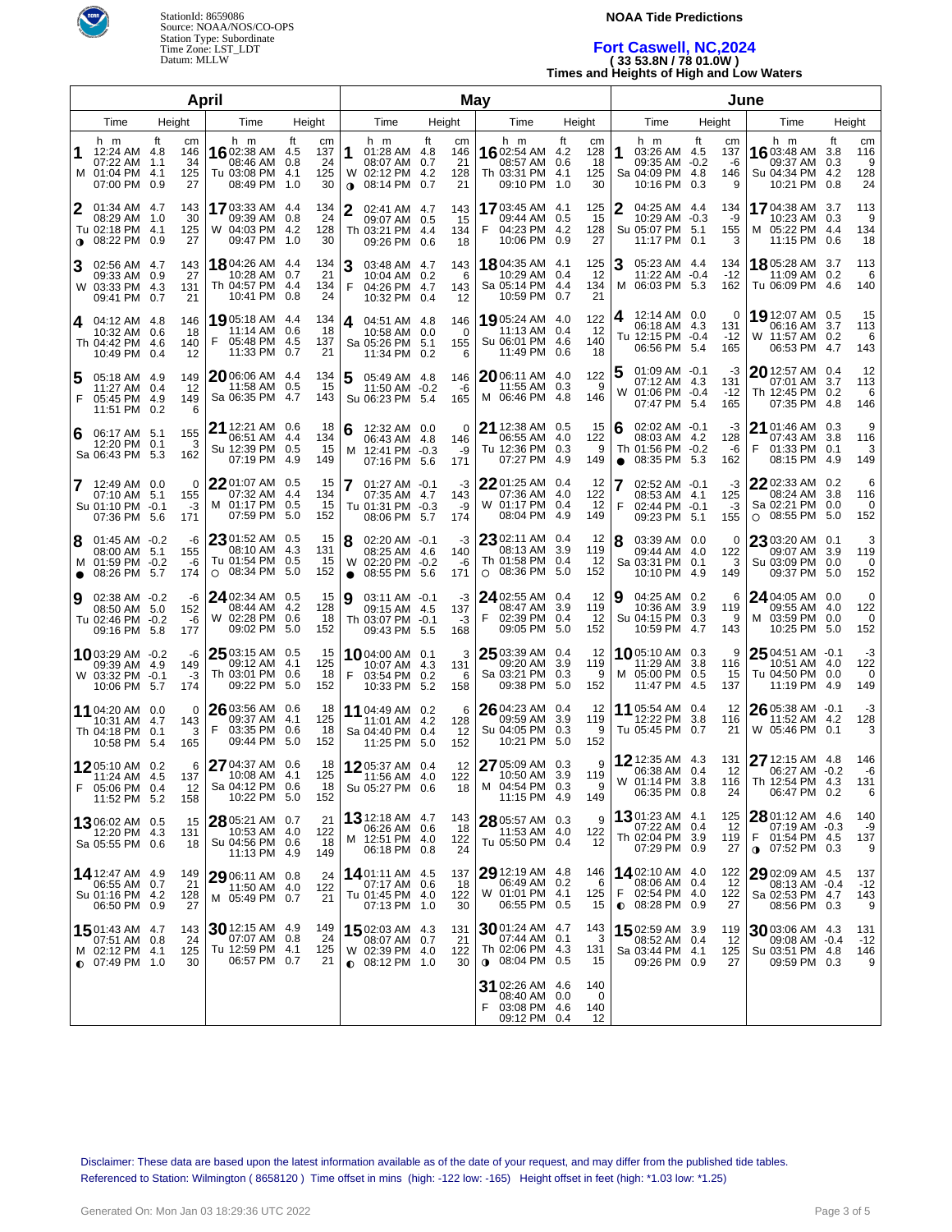StationId: 8659086
Source: NOAA/NOS/CO-OPS
Station Type: Subordinate
Time Zone: LST_LDT
Datum: MLLW

**NOAA Tide Predictions**

# Fort Caswell, NC,2024

**( 33 53.8N / 78 01.0W )**

**Times and Heights of High and Low Waters**

## April

| Day | Time | Height (ft) | Height (cm) |
|---|---|---|---|
| 1 M | 12:24 AM | 4.8 | 146 |
| | 07:22 AM | 1.1 | 34 |
| | 01:04 PM | 4.1 | 125 |
| | 07:00 PM | 0.9 | 27 |
| 2 Tu ◑ | 01:34 AM | 4.7 | 143 |
| | 08:29 AM | 1.0 | 30 |
| | 02:18 PM | 4.1 | 125 |
| | 08:22 PM | 0.9 | 27 |
| 3 W | 02:56 AM | 4.7 | 143 |
| | 09:33 AM | 0.9 | 27 |
| | 03:33 PM | 4.3 | 131 |
| | 09:41 PM | 0.7 | 21 |
| 4 Th | 04:12 AM | 4.8 | 146 |
| | 10:32 AM | 0.6 | 18 |
| | 04:42 PM | 4.6 | 140 |
| | 10:49 PM | 0.4 | 12 |
| 5 F | 05:18 AM | 4.9 | 149 |
| | 11:27 AM | 0.4 | 12 |
| | 05:45 PM | 4.9 | 149 |
| | 11:51 PM | 0.2 | 6 |
| 6 Sa | 06:17 AM | 5.1 | 155 |
| | 12:20 PM | 0.1 | 3 |
| | 06:43 PM | 5.3 | 162 |
| 7 Su | 12:49 AM | 0.0 | 0 |
| | 07:10 AM | 5.1 | 155 |
| | 01:10 PM | -0.1 | -3 |
| | 07:36 PM | 5.6 | 171 |
| 8 M ● | 01:45 AM | -0.2 | -6 |
| | 08:00 AM | 5.1 | 155 |
| | 01:59 PM | -0.2 | -6 |
| | 08:26 PM | 5.7 | 174 |
| 9 Tu | 02:38 AM | -0.2 | -6 |
| | 08:50 AM | 5.0 | 152 |
| | 02:46 PM | -0.2 | -6 |
| | 09:16 PM | 5.8 | 177 |
| 10 W | 03:29 AM | -0.2 | -6 |
| | 09:39 AM | 4.9 | 149 |
| | 03:32 PM | -0.1 | -3 |
| | 10:06 PM | 5.7 | 174 |
| 11 Th | 04:20 AM | 0.0 | 0 |
| | 10:31 AM | 4.7 | 143 |
| | 04:18 PM | 0.1 | 3 |
| | 10:58 PM | 5.4 | 165 |
| 12 F | 05:10 AM | 0.2 | 6 |
| | 11:24 AM | 4.5 | 137 |
| | 05:06 PM | 0.4 | 12 |
| | 11:52 PM | 5.2 | 158 |
| 13 Sa | 06:02 AM | 0.5 | 15 |
| | 12:20 PM | 4.3 | 131 |
| | 05:55 PM | 0.6 | 18 |
| 14 Su | 12:47 AM | 4.9 | 149 |
| | 06:55 AM | 0.7 | 21 |
| | 01:16 PM | 4.2 | 128 |
| | 06:50 PM | 0.9 | 27 |
| 15 M ◐ | 01:43 AM | 4.7 | 143 |
| | 07:51 AM | 0.8 | 24 |
| | 02:12 PM | 4.1 | 125 |
| | 07:49 PM | 1.0 | 30 |
| 16 Tu | 02:38 AM | 4.5 | 137 |
| | 08:46 AM | 0.8 | 24 |
| | 03:08 PM | 4.1 | 125 |
| | 08:49 PM | 1.0 | 30 |
| 17 W | 03:33 AM | 4.4 | 134 |
| | 09:39 AM | 0.8 | 24 |
| | 04:03 PM | 4.2 | 128 |
| | 09:47 PM | 1.0 | 30 |
| 18 Th | 04:26 AM | 4.4 | 134 |
| | 10:28 AM | 0.7 | 21 |
| | 04:57 PM | 4.4 | 134 |
| | 10:41 PM | 0.8 | 24 |
| 19 F | 05:18 AM | 4.4 | 134 |
| | 11:14 AM | 0.6 | 18 |
| | 05:48 PM | 4.5 | 137 |
| | 11:33 PM | 0.7 | 21 |
| 20 Sa | 06:06 AM | 4.4 | 134 |
| | 11:58 AM | 0.5 | 15 |
| | 06:35 PM | 4.7 | 143 |
| 21 Su | 12:21 AM | 0.6 | 18 |
| | 06:51 AM | 4.4 | 134 |
| | 12:39 PM | 0.5 | 15 |
| | 07:19 PM | 4.9 | 149 |
| 22 M | 01:07 AM | 0.5 | 15 |
| | 07:32 AM | 4.4 | 134 |
| | 01:17 PM | 0.5 | 15 |
| | 07:59 PM | 5.0 | 152 |
| 23 Tu ○ | 01:52 AM | 0.5 | 15 |
| | 08:10 AM | 4.3 | 131 |
| | 01:54 PM | 0.5 | 15 |
| | 08:34 PM | 5.0 | 152 |
| 24 W | 02:34 AM | 0.5 | 15 |
| | 08:44 AM | 4.2 | 128 |
| | 02:28 PM | 0.6 | 18 |
| | 09:02 PM | 5.0 | 152 |
| 25 Th | 03:15 AM | 0.5 | 15 |
| | 09:12 AM | 4.1 | 125 |
| | 03:01 PM | 0.6 | 18 |
| | 09:22 PM | 5.0 | 152 |
| 26 F | 03:56 AM | 0.6 | 18 |
| | 09:37 AM | 4.1 | 125 |
| | 03:35 PM | 0.6 | 18 |
| | 09:44 PM | 5.0 | 152 |
| 27 Sa | 04:37 AM | 0.6 | 18 |
| | 10:08 AM | 4.1 | 125 |
| | 04:12 PM | 0.6 | 18 |
| | 10:22 PM | 5.0 | 152 |
| 28 Su | 05:21 AM | 0.7 | 21 |
| | 10:53 AM | 4.0 | 122 |
| | 04:56 PM | 0.6 | 18 |
| | 11:13 PM | 4.9 | 149 |
| 29 M | 06:11 AM | 0.8 | 24 |
| | 11:50 AM | 4.0 | 122 |
| | 05:49 PM | 0.7 | 21 |
| 30 Tu | 12:15 AM | 4.9 | 149 |
| | 07:07 AM | 0.8 | 24 |
| | 12:59 PM | 4.1 | 125 |
| | 06:57 PM | 0.7 | 21 |

## May

| Day | Time | Height (ft) | Height (cm) |
|---|---|---|---|
| 1 W ◑ | 01:28 AM | 4.8 | 146 |
| | 08:07 AM | 0.7 | 21 |
| | 02:12 PM | 4.2 | 128 |
| | 08:14 PM | 0.7 | 21 |
| 2 Th | 02:41 AM | 4.7 | 143 |
| | 09:07 AM | 0.5 | 15 |
| | 03:21 PM | 4.4 | 134 |
| | 09:26 PM | 0.6 | 18 |
| 3 F | 03:48 AM | 4.7 | 143 |
| | 10:04 AM | 0.2 | 6 |
| | 04:26 PM | 4.7 | 143 |
| | 10:32 PM | 0.4 | 12 |
| 4 Sa | 04:51 AM | 4.8 | 146 |
| | 10:58 AM | 0.0 | 0 |
| | 05:26 PM | 5.1 | 155 |
| | 11:34 PM | 0.2 | 6 |
| 5 Su | 05:49 AM | 4.8 | 146 |
| | 11:50 AM | -0.2 | -6 |
| | 06:23 PM | 5.4 | 165 |
| 6 M | 12:32 AM | 0.0 | 0 |
| | 06:43 AM | 4.8 | 146 |
| | 12:41 PM | -0.3 | -9 |
| | 07:16 PM | 5.6 | 171 |
| 7 Tu | 01:27 AM | -0.1 | -3 |
| | 07:35 AM | 4.7 | 143 |
| | 01:31 PM | -0.3 | -9 |
| | 08:06 PM | 5.7 | 174 |
| 8 W ● | 02:20 AM | -0.1 | -3 |
| | 08:25 AM | 4.6 | 140 |
| | 02:20 PM | -0.2 | -6 |
| | 08:55 PM | 5.6 | 171 |
| 9 Th | 03:11 AM | -0.1 | -3 |
| | 09:15 AM | 4.5 | 137 |
| | 03:07 PM | -0.1 | -3 |
| | 09:43 PM | 5.5 | 168 |
| 10 F | 04:00 AM | 0.1 | 3 |
| | 10:07 AM | 4.3 | 131 |
| | 03:54 PM | 0.2 | 6 |
| | 10:33 PM | 5.2 | 158 |
| 11 Sa | 04:49 AM | 0.2 | 6 |
| | 11:01 AM | 4.2 | 128 |
| | 04:40 PM | 0.4 | 12 |
| | 11:25 PM | 5.0 | 152 |
| 12 Su | 05:37 AM | 0.4 | 12 |
| | 11:56 AM | 4.0 | 122 |
| | 05:27 PM | 0.6 | 18 |
| 13 M | 12:18 AM | 4.7 | 143 |
| | 06:26 AM | 0.6 | 18 |
| | 12:51 PM | 4.0 | 122 |
| | 06:18 PM | 0.8 | 24 |
| 14 Tu | 01:11 AM | 4.5 | 137 |
| | 07:17 AM | 0.6 | 18 |
| | 01:45 PM | 4.0 | 122 |
| | 07:13 PM | 1.0 | 30 |
| 15 W ◐ | 02:03 AM | 4.3 | 131 |
| | 08:07 AM | 0.7 | 21 |
| | 02:39 PM | 4.0 | 122 |
| | 08:12 PM | 1.0 | 30 |
| 16 Th | 02:54 AM | 4.2 | 128 |
| | 08:57 AM | 0.6 | 18 |
| | 03:31 PM | 4.1 | 125 |
| | 09:10 PM | 1.0 | 30 |
| 17 F | 03:45 AM | 4.1 | 125 |
| | 09:44 AM | 0.5 | 15 |
| | 04:23 PM | 4.2 | 128 |
| | 10:06 PM | 0.9 | 27 |
| 18 Sa | 04:35 AM | 4.1 | 125 |
| | 10:29 AM | 0.4 | 12 |
| | 05:14 PM | 4.4 | 134 |
| | 10:59 PM | 0.7 | 21 |
| 19 Su | 05:24 AM | 4.0 | 122 |
| | 11:13 AM | 0.4 | 12 |
| | 06:01 PM | 4.6 | 140 |
| | 11:49 PM | 0.6 | 18 |
| 20 M | 06:11 AM | 4.0 | 122 |
| | 11:55 AM | 0.3 | 9 |
| | 06:46 PM | 4.8 | 146 |
| 21 Tu | 12:38 AM | 0.5 | 15 |
| | 06:55 AM | 4.0 | 122 |
| | 12:36 PM | 0.3 | 9 |
| | 07:27 PM | 4.9 | 149 |
| 22 W | 01:25 AM | 0.4 | 12 |
| | 07:36 AM | 4.0 | 122 |
| | 01:17 PM | 0.4 | 12 |
| | 08:04 PM | 4.9 | 149 |
| 23 Th ○ | 02:11 AM | 0.4 | 12 |
| | 08:13 AM | 3.9 | 119 |
| | 01:58 PM | 0.4 | 12 |
| | 08:36 PM | 5.0 | 152 |
| 24 F | 02:55 AM | 0.4 | 12 |
| | 08:47 AM | 3.9 | 119 |
| | 02:39 PM | 0.4 | 12 |
| | 09:05 PM | 5.0 | 152 |
| 25 Sa | 03:39 AM | 0.4 | 12 |
| | 09:20 AM | 3.9 | 119 |
| | 03:21 PM | 0.3 | 9 |
| | 09:38 PM | 5.0 | 152 |
| 26 Su | 04:23 AM | 0.4 | 12 |
| | 09:59 AM | 3.9 | 119 |
| | 04:05 PM | 0.3 | 9 |
| | 10:21 PM | 5.0 | 152 |
| 27 M | 05:09 AM | 0.3 | 9 |
| | 10:50 AM | 3.9 | 119 |
| | 04:54 PM | 0.3 | 9 |
| | 11:15 PM | 4.9 | 149 |
| 28 Tu | 05:57 AM | 0.3 | 9 |
| | 11:53 AM | 4.0 | 122 |
| | 05:50 PM | 0.4 | 12 |
| 29 W | 12:19 AM | 4.8 | 146 |
| | 06:49 AM | 0.2 | 6 |
| | 01:01 PM | 4.1 | 125 |
| | 06:55 PM | 0.5 | 15 |
| 30 Th ◑ | 01:24 AM | 4.7 | 143 |
| | 07:44 AM | 0.1 | 3 |
| | 02:06 PM | 4.3 | 131 |
| | 08:04 PM | 0.5 | 15 |
| 31 F | 02:26 AM | 4.6 | 140 |
| | 08:40 AM | 0.0 | 0 |
| | 03:08 PM | 4.6 | 140 |
| | 09:12 PM | 0.4 | 12 |

## June

| Day | Time | Height (ft) | Height (cm) |
|---|---|---|---|
| 1 Sa | 03:26 AM | 4.5 | 137 |
| | 09:35 AM | -0.2 | -6 |
| | 04:09 PM | 4.8 | 146 |
| | 10:16 PM | 0.3 | 9 |
| 2 Su | 04:25 AM | 4.4 | 134 |
| | 10:29 AM | -0.3 | -9 |
| | 05:07 PM | 5.1 | 155 |
| | 11:17 PM | 0.1 | 3 |
| 3 M | 05:23 AM | 4.4 | 134 |
| | 11:22 AM | -0.4 | -12 |
| | 06:03 PM | 5.3 | 162 |
| 4 Tu | 12:14 AM | 0.0 | 0 |
| | 06:18 AM | 4.3 | 131 |
| | 12:15 PM | -0.4 | -12 |
| | 06:56 PM | 5.4 | 165 |
| 5 W | 01:09 AM | -0.1 | -3 |
| | 07:12 AM | 4.3 | 131 |
| | 01:06 PM | -0.4 | -12 |
| | 07:47 PM | 5.4 | 165 |
| 6 Th ● | 02:02 AM | -0.1 | -3 |
| | 08:03 AM | 4.2 | 128 |
| | 01:56 PM | -0.2 | -6 |
| | 08:35 PM | 5.3 | 162 |
| 7 F | 02:52 AM | -0.1 | -3 |
| | 08:53 AM | 4.1 | 125 |
| | 02:44 PM | -0.1 | -3 |
| | 09:23 PM | 5.1 | 155 |
| 8 Sa | 03:39 AM | 0.0 | 0 |
| | 09:44 AM | 4.0 | 122 |
| | 03:31 PM | 0.1 | 3 |
| | 10:10 PM | 4.9 | 149 |
| 9 Su | 04:25 AM | 0.2 | 6 |
| | 10:36 AM | 3.9 | 119 |
| | 04:15 PM | 0.3 | 9 |
| | 10:59 PM | 4.7 | 143 |
| 10 M | 05:10 AM | 0.3 | 9 |
| | 11:29 AM | 3.8 | 116 |
| | 05:00 PM | 0.5 | 15 |
| | 11:47 PM | 4.5 | 137 |
| 11 Tu | 05:54 AM | 0.4 | 12 |
| | 12:22 PM | 3.8 | 116 |
| | 05:45 PM | 0.7 | 21 |
| 12 W | 12:35 AM | 4.3 | 131 |
| | 06:38 AM | 0.4 | 12 |
| | 01:14 PM | 3.8 | 116 |
| | 06:35 PM | 0.8 | 24 |
| 13 Th | 01:23 AM | 4.1 | 125 |
| | 07:22 AM | 0.4 | 12 |
| | 02:04 PM | 3.9 | 119 |
| | 07:29 PM | 0.9 | 27 |
| 14 F ◐ | 02:10 AM | 4.0 | 122 |
| | 08:06 AM | 0.4 | 12 |
| | 02:54 PM | 4.0 | 122 |
| | 08:28 PM | 0.9 | 27 |
| 15 Sa | 02:59 AM | 3.9 | 119 |
| | 08:52 AM | 0.4 | 12 |
| | 03:44 PM | 4.1 | 125 |
| | 09:26 PM | 0.9 | 27 |
| 16 Su | 03:48 AM | 3.8 | 116 |
| | 09:37 AM | 0.3 | 9 |
| | 04:34 PM | 4.2 | 128 |
| | 10:21 PM | 0.8 | 24 |
| 17 M | 04:38 AM | 3.7 | 113 |
| | 10:23 AM | 0.3 | 9 |
| | 05:22 PM | 4.4 | 134 |
| | 11:15 PM | 0.6 | 18 |
| 18 Tu | 05:28 AM | 3.7 | 113 |
| | 11:09 AM | 0.2 | 6 |
| | 06:09 PM | 4.6 | 140 |
| 19 W | 12:07 AM | 0.5 | 15 |
| | 06:16 AM | 3.7 | 113 |
| | 11:57 AM | 0.2 | 6 |
| | 06:53 PM | 4.7 | 143 |
| 20 Th | 12:57 AM | 0.4 | 12 |
| | 07:01 AM | 3.7 | 113 |
| | 12:45 PM | 0.2 | 6 |
| | 07:35 PM | 4.8 | 146 |
| 21 F | 01:46 AM | 0.3 | 9 |
| | 07:43 AM | 3.8 | 116 |
| | 01:33 PM | 0.1 | 3 |
| | 08:15 PM | 4.9 | 149 |
| 22 Sa ○ | 02:33 AM | 0.2 | 6 |
| | 08:24 AM | 3.8 | 116 |
| | 02:21 PM | 0.0 | 0 |
| | 08:55 PM | 5.0 | 152 |
| 23 Su | 03:20 AM | 0.1 | 3 |
| | 09:07 AM | 3.9 | 119 |
| | 03:09 PM | 0.0 | 0 |
| | 09:37 PM | 5.0 | 152 |
| 24 M | 04:05 AM | 0.0 | 0 |
| | 09:55 AM | 4.0 | 122 |
| | 03:59 PM | 0.0 | 0 |
| | 10:25 PM | 5.0 | 152 |
| 25 Tu | 04:51 AM | -0.1 | -3 |
| | 10:51 AM | 4.0 | 122 |
| | 04:50 PM | 0.0 | 0 |
| | 11:19 PM | 4.9 | 149 |
| 26 W | 05:38 AM | -0.1 | -3 |
| | 11:52 AM | 4.2 | 128 |
| | 05:46 PM | 0.1 | 3 |
| 27 Th | 12:15 AM | 4.8 | 146 |
| | 06:27 AM | -0.2 | -6 |
| | 12:54 PM | 4.3 | 131 |
| | 06:47 PM | 0.2 | 6 |
| 28 F ◑ | 01:12 AM | 4.6 | 140 |
| | 07:19 AM | -0.3 | -9 |
| | 01:54 PM | 4.5 | 137 |
| | 07:52 PM | 0.3 | 9 |
| 29 Sa | 02:09 AM | 4.5 | 137 |
| | 08:13 AM | -0.4 | -12 |
| | 02:53 PM | 4.7 | 143 |
| | 08:56 PM | 0.3 | 9 |
| 30 Su | 03:06 AM | 4.3 | 131 |
| | 09:08 AM | -0.4 | -12 |
| | 03:51 PM | 4.8 | 146 |
| | 09:59 PM | 0.3 | 9 |

Disclaimer: These data are based upon the latest information available as of the date of your request, and may differ from the published tide tables.
Referenced to Station: Wilmington ( 8658120 ) Time offset in mins (high: -122 low: -165) Height offset in feet (high: *1.03 low: *1.25)

Generated On: Mon Jan 03 18:29:36 UTC 2022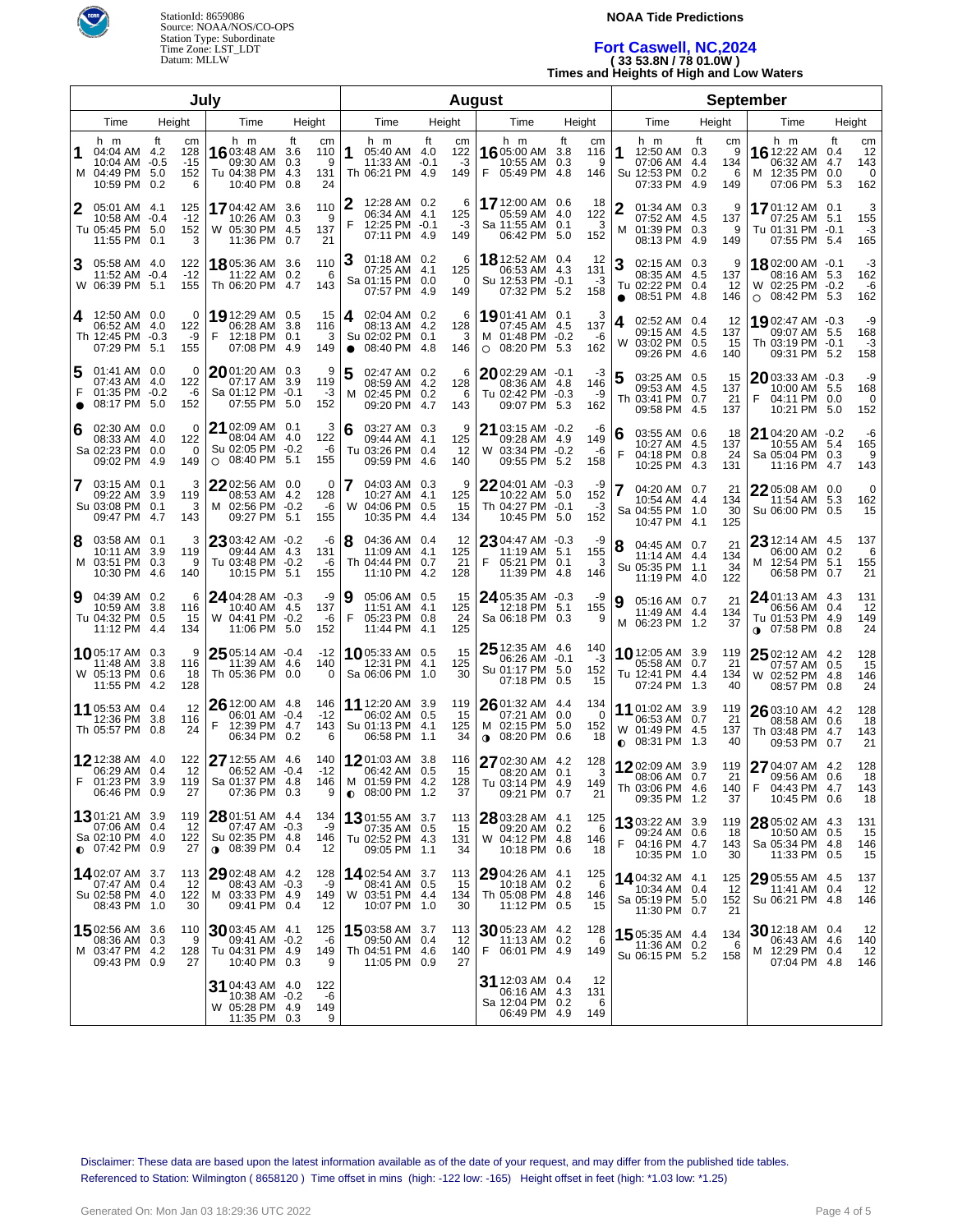StationId: 8659086
Source: NOAA/NOS/CO-OPS
Station Type: Subordinate
Time Zone: LST_LDT
Datum: MLLW

**NOAA Tide Predictions**

## Fort Caswell, NC,2024

**( 33 53.8N / 78 01.0W )**

**Times and Heights of High and Low Waters**

### July

| Day | Time | ft | cm | Day | Time | ft | cm |
|---|---|---|---|---|---|---|---|
| 1 M | 04:04 AM | 4.2 | 128 | 16 Tu | 03:48 AM | 3.6 | 110 |
| | 10:04 AM | -0.5 | -15 | | 09:30 AM | 0.3 | 9 |
| | 04:49 PM | 5.0 | 152 | | 04:38 PM | 4.3 | 131 |
| | 10:59 PM | 0.2 | 6 | | 10:40 PM | 0.8 | 24 |
| 2 Tu | 05:01 AM | 4.1 | 125 | 17 W | 04:42 AM | 3.6 | 110 |
| | 10:58 AM | -0.4 | -12 | | 10:26 AM | 0.3 | 9 |
| | 05:45 PM | 5.0 | 152 | | 05:30 PM | 4.5 | 137 |
| | 11:55 PM | 0.1 | 3 | | 11:36 PM | 0.7 | 21 |
| 3 W | 05:58 AM | 4.0 | 122 | 18 Th | 05:36 AM | 3.6 | 110 |
| | 11:52 AM | -0.4 | -12 | | 11:22 AM | 0.2 | 6 |
| | 06:39 PM | 5.1 | 155 | | 06:20 PM | 4.7 | 143 |
| 4 Th | 12:50 AM | 0.0 | 0 | 19 F | 12:29 AM | 0.5 | 15 |
| | 06:52 AM | 4.0 | 122 | | 06:28 AM | 3.8 | 116 |
| | 12:45 PM | -0.3 | -9 | | 12:18 PM | 0.1 | 3 |
| | 07:29 PM | 5.1 | 155 | | 07:08 PM | 4.9 | 149 |
| 5 F ● | 01:41 AM | 0.0 | 0 | 20 Sa | 01:20 AM | 0.3 | 9 |
| | 07:43 AM | 4.0 | 122 | | 07:17 AM | 3.9 | 119 |
| | 01:35 PM | -0.2 | -6 | | 01:12 PM | -0.1 | -3 |
| | 08:17 PM | 5.0 | 152 | | 07:55 PM | 5.0 | 152 |
| 6 Sa | 02:30 AM | 0.0 | 0 | 21 Su ○ | 02:09 AM | 0.1 | 3 |
| | 08:33 AM | 4.0 | 122 | | 08:04 AM | 4.0 | 122 |
| | 02:23 PM | 0.0 | 0 | | 02:05 PM | -0.2 | -6 |
| | 09:02 PM | 4.9 | 149 | | 08:40 PM | 5.1 | 155 |
| 7 Su | 03:15 AM | 0.1 | 3 | 22 M | 02:56 AM | 0.0 | 0 |
| | 09:22 AM | 3.9 | 119 | | 08:53 AM | 4.2 | 128 |
| | 03:08 PM | 0.1 | 3 | | 02:56 PM | -0.2 | -6 |
| | 09:47 PM | 4.7 | 143 | | 09:27 PM | 5.1 | 155 |
| 8 M | 03:58 AM | 0.1 | 3 | 23 Tu | 03:42 AM | -0.2 | -6 |
| | 10:11 AM | 3.9 | 119 | | 09:44 AM | 4.3 | 131 |
| | 03:51 PM | 0.3 | 9 | | 03:48 PM | -0.2 | -6 |
| | 10:30 PM | 4.6 | 140 | | 10:15 PM | 5.1 | 155 |
| 9 Tu | 04:39 AM | 0.2 | 6 | 24 W | 04:28 AM | -0.3 | -9 |
| | 10:59 AM | 3.8 | 116 | | 10:40 AM | 4.5 | 137 |
| | 04:32 PM | 0.5 | 15 | | 04:41 PM | -0.2 | -6 |
| | 11:12 PM | 4.4 | 134 | | 11:06 PM | 5.0 | 152 |
| 10 W | 05:17 AM | 0.3 | 9 | 25 Th | 05:14 AM | -0.4 | -12 |
| | 11:48 AM | 3.8 | 116 | | 11:39 AM | 4.6 | 140 |
| | 05:13 PM | 0.6 | 18 | | 05:36 PM | 0.0 | 0 |
| | 11:55 PM | 4.2 | 128 | | | | |
| 11 Th | 05:53 AM | 0.4 | 12 | 26 F | 12:00 AM | 4.8 | 146 |
| | 12:36 PM | 3.8 | 116 | | 06:01 AM | -0.4 | -12 |
| | 05:57 PM | 0.8 | 24 | | 12:39 PM | 4.7 | 143 |
| | | | | | 06:34 PM | 0.2 | 6 |
| 12 F | 12:38 AM | 4.0 | 122 | 27 Sa | 12:55 AM | 4.6 | 140 |
| | 06:29 AM | 0.4 | 12 | | 06:52 AM | -0.4 | -12 |
| | 01:23 PM | 3.9 | 119 | | 01:37 PM | 4.8 | 146 |
| | 06:46 PM | 0.9 | 27 | | 07:36 PM | 0.3 | 9 |
| 13 Sa ◐ | 01:21 AM | 3.9 | 119 | 28 Su ◑ | 01:51 AM | 4.4 | 134 |
| | 07:06 AM | 0.4 | 12 | | 07:47 AM | -0.3 | -9 |
| | 02:10 PM | 4.0 | 122 | | 02:35 PM | 4.8 | 146 |
| | 07:42 PM | 0.9 | 27 | | 08:39 PM | 0.4 | 12 |
| 14 Su | 02:07 AM | 3.7 | 113 | 29 M | 02:48 AM | 4.2 | 128 |
| | 07:47 AM | 0.4 | 12 | | 08:43 AM | -0.3 | -9 |
| | 02:58 PM | 4.0 | 122 | | 03:33 PM | 4.9 | 149 |
| | 08:43 PM | 1.0 | 30 | | 09:41 PM | 0.4 | 12 |
| 15 M | 02:56 AM | 3.6 | 110 | 30 Tu | 03:45 AM | 4.1 | 125 |
| | 08:36 AM | 0.3 | 9 | | 09:41 AM | -0.2 | -6 |
| | 03:47 PM | 4.2 | 128 | | 04:31 PM | 4.9 | 149 |
| | 09:43 PM | 0.9 | 27 | | 10:40 PM | 0.3 | 9 |
| | | | | 31 W | 04:43 AM | 4.0 | 122 |
| | | | | | 10:38 AM | -0.2 | -6 |
| | | | | | 05:28 PM | 4.9 | 149 |
| | | | | | 11:35 PM | 0.3 | 9 |

### August

| Day | Time | ft | cm | Day | Time | ft | cm |
|---|---|---|---|---|---|---|---|
| 1 Th | 05:40 AM | 4.0 | 122 | 16 F | 05:00 AM | 3.8 | 116 |
| | 11:33 AM | -0.1 | -3 | | 10:55 AM | 0.3 | 9 |
| | 06:21 PM | 4.9 | 149 | | 05:49 PM | 4.8 | 146 |
| 2 F | 12:28 AM | 0.2 | 6 | 17 Sa | 12:00 AM | 0.6 | 18 |
| | 06:34 AM | 4.1 | 125 | | 05:59 AM | 4.0 | 122 |
| | 12:25 PM | -0.1 | -3 | | 11:55 AM | 0.1 | 3 |
| | 07:11 PM | 4.9 | 149 | | 06:42 PM | 5.0 | 152 |
| 3 Sa | 01:18 AM | 0.2 | 6 | 18 Su | 12:52 AM | 0.4 | 12 |
| | 07:25 AM | 4.1 | 125 | | 06:53 AM | 4.3 | 131 |
| | 01:15 PM | 0.0 | 0 | | 12:53 PM | -0.1 | -3 |
| | 07:57 PM | 4.9 | 149 | | 07:32 PM | 5.2 | 158 |
| 4 Su ● | 02:04 AM | 0.2 | 6 | 19 M ○ | 01:41 AM | 0.1 | 3 |
| | 08:13 AM | 4.2 | 128 | | 07:45 AM | 4.5 | 137 |
| | 02:02 PM | 0.1 | 3 | | 01:48 PM | -0.2 | -6 |
| | 08:40 PM | 4.8 | 146 | | 08:20 PM | 5.3 | 162 |
| 5 M | 02:47 AM | 0.2 | 6 | 20 Tu | 02:29 AM | -0.1 | -3 |
| | 08:59 AM | 4.2 | 128 | | 08:36 AM | 4.8 | 146 |
| | 02:45 PM | 0.2 | 6 | | 02:42 PM | -0.3 | -9 |
| | 09:20 PM | 4.7 | 143 | | 09:07 PM | 5.3 | 162 |
| 6 Tu | 03:27 AM | 0.3 | 9 | 21 W | 03:15 AM | -0.2 | -6 |
| | 09:44 AM | 4.1 | 125 | | 09:28 AM | 4.9 | 149 |
| | 03:26 PM | 0.4 | 12 | | 03:34 PM | -0.2 | -6 |
| | 09:59 PM | 4.6 | 140 | | 09:55 PM | 5.2 | 158 |
| 7 W | 04:03 AM | 0.3 | 9 | 22 Th | 04:01 AM | -0.3 | -9 |
| | 10:27 AM | 4.1 | 125 | | 10:22 AM | 5.0 | 152 |
| | 04:06 PM | 0.5 | 15 | | 04:27 PM | -0.1 | -3 |
| | 10:35 PM | 4.4 | 134 | | 10:45 PM | 5.0 | 152 |
| 8 Th | 04:36 AM | 0.4 | 12 | 23 F | 04:47 AM | -0.3 | -9 |
| | 11:09 AM | 4.1 | 125 | | 11:19 AM | 5.1 | 155 |
| | 04:44 PM | 0.7 | 21 | | 05:21 PM | 0.1 | 3 |
| | 11:10 PM | 4.2 | 128 | | 11:39 PM | 4.8 | 146 |
| 9 F | 05:06 AM | 0.5 | 15 | 24 Sa | 05:35 AM | -0.3 | -9 |
| | 11:51 AM | 4.1 | 125 | | 12:18 PM | 5.1 | 155 |
| | 05:23 PM | 0.8 | 24 | | 06:18 PM | 0.3 | 9 |
| | 11:44 PM | 4.1 | 125 | | | | |
| 10 Sa | 05:33 AM | 0.5 | 15 | 25 Su | 12:35 AM | 4.6 | 140 |
| | 12:31 PM | 4.1 | 125 | | 06:26 AM | -0.1 | -3 |
| | 06:06 PM | 1.0 | 30 | | 01:17 PM | 5.0 | 152 |
| | | | | | 07:18 PM | 0.5 | 15 |
| 11 Su | 12:20 AM | 3.9 | 119 | 26 M ◑ | 01:32 AM | 4.4 | 134 |
| | 06:02 AM | 0.5 | 15 | | 07:21 AM | 0.0 | 0 |
| | 01:13 PM | 4.1 | 125 | | 02:15 PM | 5.0 | 152 |
| | 06:58 PM | 1.1 | 34 | | 08:20 PM | 0.6 | 18 |
| 12 M ◐ | 01:03 AM | 3.8 | 116 | 27 Tu | 02:30 AM | 4.2 | 128 |
| | 06:42 AM | 0.5 | 15 | | 08:20 AM | 0.1 | 3 |
| | 01:59 PM | 4.2 | 128 | | 03:14 PM | 4.9 | 149 |
| | 08:00 PM | 1.2 | 37 | | 09:21 PM | 0.7 | 21 |
| 13 Tu | 01:55 AM | 3.7 | 113 | 28 W | 03:28 AM | 4.1 | 125 |
| | 07:35 AM | 0.5 | 15 | | 09:20 AM | 0.2 | 6 |
| | 02:52 PM | 4.3 | 131 | | 04:12 PM | 4.8 | 146 |
| | 09:05 PM | 1.1 | 34 | | 10:18 PM | 0.6 | 18 |
| 14 W | 02:54 AM | 3.7 | 113 | 29 Th | 04:26 AM | 4.1 | 125 |
| | 08:41 AM | 0.5 | 15 | | 10:18 AM | 0.2 | 6 |
| | 03:51 PM | 4.4 | 134 | | 05:08 PM | 4.8 | 146 |
| | 10:07 PM | 1.0 | 30 | | 11:12 PM | 0.5 | 15 |
| 15 Th | 03:58 AM | 3.7 | 113 | 30 F | 05:23 AM | 4.2 | 128 |
| | 09:50 AM | 0.4 | 12 | | 11:13 AM | 0.2 | 6 |
| | 04:51 PM | 4.6 | 140 | | 06:01 PM | 4.9 | 149 |
| | 11:05 PM | 0.9 | 27 | | | | |
| | | | | 31 Sa | 12:03 AM | 0.4 | 12 |
| | | | | | 06:16 AM | 4.3 | 131 |
| | | | | | 12:04 PM | 0.2 | 6 |
| | | | | | 06:49 PM | 4.9 | 149 |

### September

| Day | Time | ft | cm | Day | Time | ft | cm |
|---|---|---|---|---|---|---|---|
| 1 Su | 12:50 AM | 0.3 | 9 | 16 M | 12:22 AM | 0.4 | 12 |
| | 07:06 AM | 4.4 | 134 | | 06:32 AM | 4.7 | 143 |
| | 12:53 PM | 0.2 | 6 | | 12:35 PM | 0.0 | 0 |
| | 07:33 PM | 4.9 | 149 | | 07:06 PM | 5.3 | 162 |
| 2 M | 01:34 AM | 0.3 | 9 | 17 Tu | 01:12 AM | 0.1 | 3 |
| | 07:52 AM | 4.5 | 137 | | 07:25 AM | 5.1 | 155 |
| | 01:39 PM | 0.3 | 9 | | 01:31 PM | -0.1 | -3 |
| | 08:13 PM | 4.9 | 149 | | 07:55 PM | 5.4 | 165 |
| 3 Tu ● | 02:15 AM | 0.3 | 9 | 18 W ○ | 02:00 AM | -0.1 | -3 |
| | 08:35 AM | 4.5 | 137 | | 08:16 AM | 5.3 | 162 |
| | 02:22 PM | 0.4 | 12 | | 02:25 PM | -0.2 | -6 |
| | 08:51 PM | 4.8 | 146 | | 08:42 PM | 5.3 | 162 |
| 4 W | 02:52 AM | 0.4 | 12 | 19 Th | 02:47 AM | -0.3 | -9 |
| | 09:15 AM | 4.5 | 137 | | 09:07 AM | 5.5 | 168 |
| | 03:02 PM | 0.5 | 15 | | 03:19 PM | -0.1 | -3 |
| | 09:26 PM | 4.6 | 140 | | 09:31 PM | 5.2 | 158 |
| 5 Th | 03:25 AM | 0.5 | 15 | 20 F | 03:33 AM | -0.3 | -9 |
| | 09:53 AM | 4.5 | 137 | | 10:00 AM | 5.5 | 168 |
| | 03:41 PM | 0.7 | 21 | | 04:11 PM | 0.0 | 0 |
| | 09:58 PM | 4.5 | 137 | | 10:21 PM | 5.0 | 152 |
| 6 F | 03:55 AM | 0.6 | 18 | 21 Sa | 04:20 AM | -0.2 | -6 |
| | 10:27 AM | 4.5 | 137 | | 10:55 AM | 5.4 | 165 |
| | 04:18 PM | 0.8 | 24 | | 05:04 PM | 0.3 | 9 |
| | 10:25 PM | 4.3 | 131 | | 11:16 PM | 4.7 | 143 |
| 7 Sa | 04:20 AM | 0.7 | 21 | 22 Su | 05:08 AM | 0.0 | 0 |
| | 10:54 AM | 4.4 | 134 | | 11:54 AM | 5.3 | 162 |
| | 04:55 PM | 1.0 | 30 | | 06:00 PM | 0.5 | 15 |
| | 10:47 PM | 4.1 | 125 | | | | |
| 8 Su | 04:45 AM | 0.7 | 21 | 23 M | 12:14 AM | 4.5 | 137 |
| | 11:14 AM | 4.4 | 134 | | 06:00 AM | 0.2 | 6 |
| | 05:35 PM | 1.1 | 34 | | 12:54 PM | 5.1 | 155 |
| | 11:19 PM | 4.0 | 122 | | 06:58 PM | 0.7 | 21 |
| 9 M | 05:16 AM | 0.7 | 21 | 24 Tu ◑ | 01:13 AM | 4.3 | 131 |
| | 11:49 AM | 4.4 | 134 | | 06:56 AM | 0.4 | 12 |
| | 06:23 PM | 1.2 | 37 | | 01:53 PM | 4.9 | 149 |
| | | | | | 07:58 PM | 0.8 | 24 |
| 10 Tu | 12:05 AM | 3.9 | 119 | 25 W | 02:12 AM | 4.2 | 128 |
| | 05:58 AM | 0.7 | 21 | | 07:57 AM | 0.5 | 15 |
| | 12:41 PM | 4.4 | 134 | | 02:52 PM | 4.8 | 146 |
| | 07:24 PM | 1.3 | 40 | | 08:57 PM | 0.8 | 24 |
| 11 W ◐ | 01:02 AM | 3.9 | 119 | 26 Th | 03:10 AM | 4.2 | 128 |
| | 06:53 AM | 0.7 | 21 | | 08:58 AM | 0.6 | 18 |
| | 01:49 PM | 4.5 | 137 | | 03:48 PM | 4.7 | 143 |
| | 08:31 PM | 1.3 | 40 | | 09:53 PM | 0.7 | 21 |
| 12 Th | 02:09 AM | 3.9 | 119 | 27 F | 04:07 AM | 4.2 | 128 |
| | 08:06 AM | 0.7 | 21 | | 09:56 AM | 0.6 | 18 |
| | 03:06 PM | 4.6 | 140 | | 04:43 PM | 4.7 | 143 |
| | 09:35 PM | 1.2 | 37 | | 10:45 PM | 0.6 | 18 |
| 13 F | 03:22 AM | 3.9 | 119 | 28 Sa | 05:02 AM | 4.3 | 131 |
| | 09:24 AM | 0.6 | 18 | | 10:50 AM | 0.5 | 15 |
| | 04:16 PM | 4.7 | 143 | | 05:34 PM | 4.8 | 146 |
| | 10:35 PM | 1.0 | 30 | | 11:33 PM | 0.5 | 15 |
| 14 Sa | 04:32 AM | 4.1 | 125 | 29 Su | 05:55 AM | 4.5 | 137 |
| | 10:34 AM | 0.4 | 12 | | 11:41 AM | 0.4 | 12 |
| | 05:19 PM | 5.0 | 152 | | 06:21 PM | 4.8 | 146 |
| | 11:30 PM | 0.7 | 21 | | | | |
| 15 Su | 05:35 AM | 4.4 | 134 | 30 M | 12:18 AM | 0.4 | 12 |
| | 11:36 AM | 0.2 | 6 | | 06:43 AM | 4.6 | 140 |
| | 06:15 PM | 5.2 | 158 | | 12:29 PM | 0.4 | 12 |
| | | | | | 07:04 PM | 4.8 | 146 |

Disclaimer: These data are based upon the latest information available as of the date of your request, and may differ from the published tide tables.
Referenced to Station: Wilmington ( 8658120 ) Time offset in mins (high: -122 low: -165) Height offset in feet (high: *1.03 low: *1.25)

Generated On: Mon Jan 03 18:29:36 UTC 2022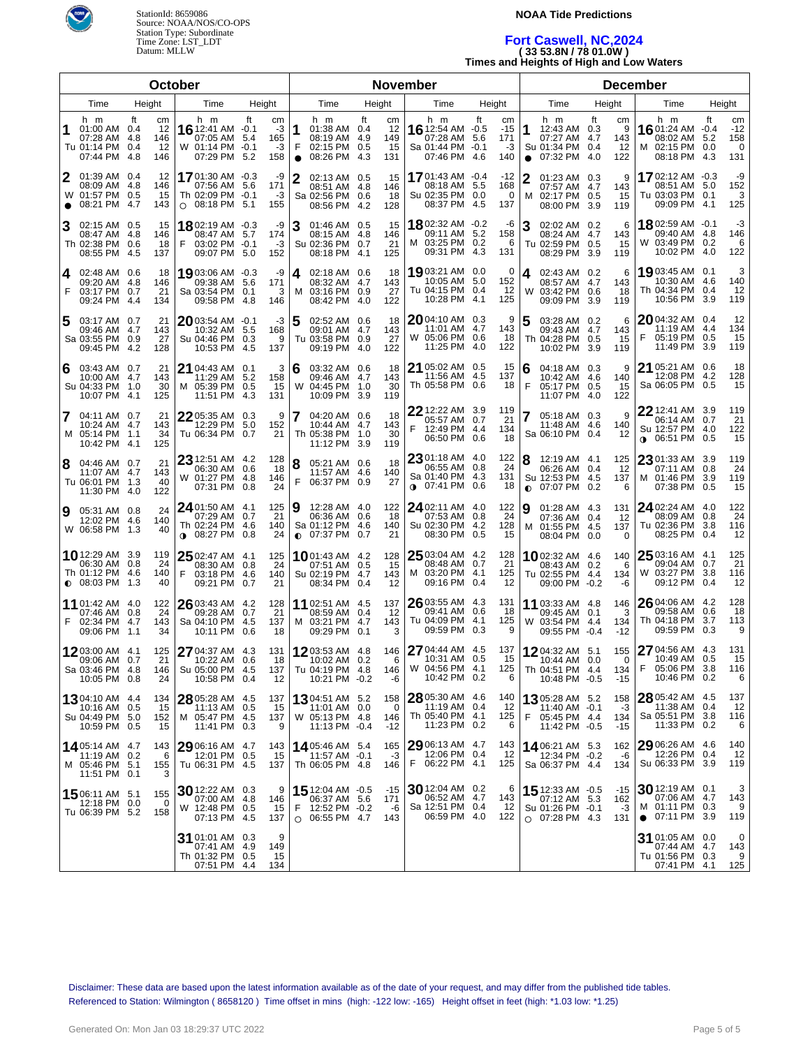StationId: 8659086
Source: NOAA/NOS/CO-OPS
Station Type: Subordinate
Time Zone: LST_LDT
Datum: MLLW

**NOAA Tide Predictions**

# Fort Caswell, NC,2024

**( 33 53.8N / 78 01.0W )**

**Times and Heights of High and Low Waters**

## October

| Day | Time (h m) | Height (ft) | Height (cm) |
|---|---|---|---|
| 1 Tu | 01:00 AM | 0.4 | 12 |
| | 07:28 AM | 4.8 | 146 |
| | 01:14 PM | 0.4 | 12 |
| | 07:44 PM | 4.8 | 146 |
| 2 W ● | 01:39 AM | 0.4 | 12 |
| | 08:09 AM | 4.8 | 146 |
| | 01:57 PM | 0.5 | 15 |
| | 08:21 PM | 4.7 | 143 |
| 3 Th | 02:15 AM | 0.5 | 15 |
| | 08:47 AM | 4.8 | 146 |
| | 02:38 PM | 0.6 | 18 |
| | 08:55 PM | 4.5 | 137 |
| 4 F | 02:48 AM | 0.6 | 18 |
| | 09:20 AM | 4.8 | 146 |
| | 03:17 PM | 0.7 | 21 |
| | 09:24 PM | 4.4 | 134 |
| 5 Sa | 03:17 AM | 0.7 | 21 |
| | 09:46 AM | 4.7 | 143 |
| | 03:55 PM | 0.9 | 27 |
| | 09:45 PM | 4.2 | 128 |
| 6 Su | 03:43 AM | 0.7 | 21 |
| | 10:00 AM | 4.7 | 143 |
| | 04:33 PM | 1.0 | 30 |
| | 10:07 PM | 4.1 | 125 |
| 7 M | 04:11 AM | 0.7 | 21 |
| | 10:24 AM | 4.7 | 143 |
| | 05:14 PM | 1.1 | 34 |
| | 10:42 PM | 4.1 | 125 |
| 8 Tu | 04:46 AM | 0.7 | 21 |
| | 11:07 AM | 4.7 | 143 |
| | 06:01 PM | 1.3 | 40 |
| | 11:30 PM | 4.0 | 122 |
| 9 W | 05:31 AM | 0.8 | 24 |
| | 12:02 PM | 4.6 | 140 |
| | 06:58 PM | 1.3 | 40 |
| 10 Th ◐ | 12:29 AM | 3.9 | 119 |
| | 06:30 AM | 0.8 | 24 |
| | 01:12 PM | 4.6 | 140 |
| | 08:03 PM | 1.3 | 40 |
| 11 F | 01:42 AM | 4.0 | 122 |
| | 07:46 AM | 0.8 | 24 |
| | 02:34 PM | 4.7 | 143 |
| | 09:06 PM | 1.1 | 34 |
| 12 Sa | 03:00 AM | 4.1 | 125 |
| | 09:06 AM | 0.7 | 21 |
| | 03:46 PM | 4.8 | 146 |
| | 10:05 PM | 0.8 | 24 |
| 13 Su | 04:10 AM | 4.4 | 134 |
| | 10:16 AM | 0.5 | 15 |
| | 04:49 PM | 5.0 | 152 |
| | 10:59 PM | 0.5 | 15 |
| 14 M | 05:14 AM | 4.7 | 143 |
| | 11:19 AM | 0.2 | 6 |
| | 05:46 PM | 5.1 | 155 |
| | 11:51 PM | 0.1 | 3 |
| 15 Tu | 06:11 AM | 5.1 | 155 |
| | 12:18 PM | 0.0 | 0 |
| | 06:39 PM | 5.2 | 158 |
| 16 W | 12:41 AM | -0.1 | -3 |
| | 07:05 AM | 5.4 | 165 |
| | 01:14 PM | -0.1 | -3 |
| | 07:29 PM | 5.2 | 158 |
| 17 Th ○ | 01:30 AM | -0.3 | -9 |
| | 07:56 AM | 5.6 | 171 |
| | 02:09 PM | -0.1 | -3 |
| | 08:18 PM | 5.1 | 155 |
| 18 F | 02:19 AM | -0.3 | -9 |
| | 08:47 AM | 5.7 | 174 |
| | 03:02 PM | -0.1 | -3 |
| | 09:07 PM | 5.0 | 152 |
| 19 Sa | 03:06 AM | -0.3 | -9 |
| | 09:38 AM | 5.6 | 171 |
| | 03:54 PM | 0.1 | 3 |
| | 09:58 PM | 4.8 | 146 |
| 20 Su | 03:54 AM | -0.1 | -3 |
| | 10:32 AM | 5.5 | 168 |
| | 04:46 PM | 0.3 | 9 |
| | 10:53 PM | 4.5 | 137 |
| 21 M | 04:43 AM | 0.1 | 3 |
| | 11:29 AM | 5.2 | 158 |
| | 05:39 PM | 0.5 | 15 |
| | 11:51 PM | 4.3 | 131 |
| 22 Tu | 05:35 AM | 0.3 | 9 |
| | 12:29 PM | 5.0 | 152 |
| | 06:34 PM | 0.7 | 21 |
| 23 W | 12:51 AM | 4.2 | 128 |
| | 06:30 AM | 0.6 | 18 |
| | 01:27 PM | 4.8 | 146 |
| | 07:31 PM | 0.8 | 24 |
| 24 Th ◑ | 01:50 AM | 4.1 | 125 |
| | 07:29 AM | 0.7 | 21 |
| | 02:24 PM | 4.6 | 140 |
| | 08:27 PM | 0.8 | 24 |
| 25 F | 02:47 AM | 4.1 | 125 |
| | 08:30 AM | 0.8 | 24 |
| | 03:18 PM | 4.6 | 140 |
| | 09:21 PM | 0.7 | 21 |
| 26 Sa | 03:43 AM | 4.2 | 128 |
| | 09:28 AM | 0.7 | 21 |
| | 04:10 PM | 4.5 | 137 |
| | 10:11 PM | 0.6 | 18 |
| 27 Su | 04:37 AM | 4.3 | 131 |
| | 10:22 AM | 0.6 | 18 |
| | 05:00 PM | 4.5 | 137 |
| | 10:58 PM | 0.4 | 12 |
| 28 M | 05:28 AM | 4.5 | 137 |
| | 11:13 AM | 0.5 | 15 |
| | 05:47 PM | 4.5 | 137 |
| | 11:41 PM | 0.3 | 9 |
| 29 Tu | 06:16 AM | 4.7 | 143 |
| | 12:01 PM | 0.5 | 15 |
| | 06:31 PM | 4.5 | 137 |
| 30 W | 12:22 AM | 0.3 | 9 |
| | 07:00 AM | 4.8 | 146 |
| | 12:48 PM | 0.5 | 15 |
| | 07:13 PM | 4.5 | 137 |
| 31 Th | 01:01 AM | 0.3 | 9 |
| | 07:41 AM | 4.9 | 149 |
| | 01:32 PM | 0.5 | 15 |
| | 07:51 PM | 4.4 | 134 |

## November

| Day | Time (h m) | Height (ft) | Height (cm) |
|---|---|---|---|
| 1 F ● | 01:38 AM | 0.4 | 12 |
| | 08:19 AM | 4.9 | 149 |
| | 02:15 PM | 0.5 | 15 |
| | 08:26 PM | 4.3 | 131 |
| 2 Sa | 02:13 AM | 0.5 | 15 |
| | 08:51 AM | 4.8 | 146 |
| | 02:56 PM | 0.6 | 18 |
| | 08:56 PM | 4.2 | 128 |
| 3 Su | 01:46 AM | 0.5 | 15 |
| | 08:15 AM | 4.8 | 146 |
| | 02:36 PM | 0.7 | 21 |
| | 08:18 PM | 4.1 | 125 |
| 4 M | 02:18 AM | 0.6 | 18 |
| | 08:32 AM | 4.7 | 143 |
| | 03:16 PM | 0.9 | 27 |
| | 08:42 PM | 4.0 | 122 |
| 5 Tu | 02:52 AM | 0.6 | 18 |
| | 09:01 AM | 4.7 | 143 |
| | 03:58 PM | 0.9 | 27 |
| | 09:19 PM | 4.0 | 122 |
| 6 W | 03:32 AM | 0.6 | 18 |
| | 09:46 AM | 4.7 | 143 |
| | 04:45 PM | 1.0 | 30 |
| | 10:09 PM | 3.9 | 119 |
| 7 Th | 04:20 AM | 0.6 | 18 |
| | 10:44 AM | 4.7 | 143 |
| | 05:38 PM | 1.0 | 30 |
| | 11:12 PM | 3.9 | 119 |
| 8 F | 05:21 AM | 0.6 | 18 |
| | 11:57 AM | 4.6 | 140 |
| | 06:37 PM | 0.9 | 27 |
| 9 Sa ◐ | 12:28 AM | 4.0 | 122 |
| | 06:36 AM | 0.6 | 18 |
| | 01:12 PM | 4.6 | 140 |
| | 07:37 PM | 0.7 | 21 |
| 10 Su | 01:43 AM | 4.2 | 128 |
| | 07:51 AM | 0.5 | 15 |
| | 02:19 PM | 4.7 | 143 |
| | 08:34 PM | 0.4 | 12 |
| 11 M | 02:51 AM | 4.5 | 137 |
| | 08:59 AM | 0.4 | 12 |
| | 03:21 PM | 4.7 | 143 |
| | 09:29 PM | 0.1 | 3 |
| 12 Tu | 03:53 AM | 4.8 | 146 |
| | 10:02 AM | 0.2 | 6 |
| | 04:19 PM | 4.8 | 146 |
| | 10:21 PM | -0.2 | -6 |
| 13 W | 04:51 AM | 5.2 | 158 |
| | 11:01 AM | 0.0 | 0 |
| | 05:13 PM | 4.8 | 146 |
| | 11:13 PM | -0.4 | -12 |
| 14 Th | 05:46 AM | 5.4 | 165 |
| | 11:57 AM | -0.1 | -3 |
| | 06:05 PM | 4.8 | 146 |
| 15 F ○ | 12:04 AM | -0.5 | -15 |
| | 06:37 AM | 5.6 | 171 |
| | 12:52 PM | -0.2 | -6 |
| | 06:55 PM | 4.7 | 143 |
| 16 Sa | 12:54 AM | -0.5 | -15 |
| | 07:28 AM | 5.6 | 171 |
| | 01:44 PM | -0.1 | -3 |
| | 07:46 PM | 4.6 | 140 |
| 17 Su | 01:43 AM | -0.4 | -12 |
| | 08:18 AM | 5.5 | 168 |
| | 02:35 PM | 0.0 | 0 |
| | 08:37 PM | 4.5 | 137 |
| 18 M | 02:32 AM | -0.2 | -6 |
| | 09:11 AM | 5.2 | 158 |
| | 03:25 PM | 0.2 | 6 |
| | 09:31 PM | 4.3 | 131 |
| 19 Tu | 03:21 AM | 0.0 | 0 |
| | 10:05 AM | 5.0 | 152 |
| | 04:15 PM | 0.4 | 12 |
| | 10:28 PM | 4.1 | 125 |
| 20 W | 04:10 AM | 0.3 | 9 |
| | 11:01 AM | 4.7 | 143 |
| | 05:06 PM | 0.6 | 18 |
| | 11:25 PM | 4.0 | 122 |
| 21 Th | 05:02 AM | 0.5 | 15 |
| | 11:56 AM | 4.5 | 137 |
| | 05:58 PM | 0.6 | 18 |
| 22 F | 12:22 AM | 3.9 | 119 |
| | 05:57 AM | 0.7 | 21 |
| | 12:49 PM | 4.4 | 134 |
| | 06:50 PM | 0.6 | 18 |
| 23 Sa ◑ | 01:18 AM | 4.0 | 122 |
| | 06:55 AM | 0.8 | 24 |
| | 01:40 PM | 4.3 | 131 |
| | 07:41 PM | 0.6 | 18 |
| 24 Su | 02:11 AM | 4.0 | 122 |
| | 07:53 AM | 0.8 | 24 |
| | 02:30 PM | 4.2 | 128 |
| | 08:30 PM | 0.5 | 15 |
| 25 M | 03:04 AM | 4.2 | 128 |
| | 08:48 AM | 0.7 | 21 |
| | 03:20 PM | 4.1 | 125 |
| | 09:16 PM | 0.4 | 12 |
| 26 Tu | 03:55 AM | 4.3 | 131 |
| | 09:41 AM | 0.6 | 18 |
| | 04:09 PM | 4.1 | 125 |
| | 09:59 PM | 0.3 | 9 |
| 27 W | 04:44 AM | 4.5 | 137 |
| | 10:31 AM | 0.5 | 15 |
| | 04:56 PM | 4.1 | 125 |
| | 10:42 PM | 0.2 | 6 |
| 28 Th | 05:30 AM | 4.6 | 140 |
| | 11:19 AM | 0.4 | 12 |
| | 05:40 PM | 4.1 | 125 |
| | 11:23 PM | 0.2 | 6 |
| 29 F | 06:13 AM | 4.7 | 143 |
| | 12:06 PM | 0.4 | 12 |
| | 06:22 PM | 4.1 | 125 |
| 30 Sa | 12:04 AM | 0.2 | 6 |
| | 06:52 AM | 4.7 | 143 |
| | 12:51 PM | 0.4 | 12 |
| | 06:59 PM | 4.0 | 122 |

## December

| Day | Time (h m) | Height (ft) | Height (cm) |
|---|---|---|---|
| 1 Su ● | 12:43 AM | 0.3 | 9 |
| | 07:27 AM | 4.7 | 143 |
| | 01:34 PM | 0.4 | 12 |
| | 07:32 PM | 4.0 | 122 |
| 2 M | 01:23 AM | 0.3 | 9 |
| | 07:57 AM | 4.7 | 143 |
| | 02:17 PM | 0.5 | 15 |
| | 08:00 PM | 3.9 | 119 |
| 3 Tu | 02:02 AM | 0.2 | 6 |
| | 08:24 AM | 4.7 | 143 |
| | 02:59 PM | 0.5 | 15 |
| | 08:29 PM | 3.9 | 119 |
| 4 W | 02:43 AM | 0.2 | 6 |
| | 08:57 AM | 4.7 | 143 |
| | 03:42 PM | 0.6 | 18 |
| | 09:09 PM | 3.9 | 119 |
| 5 Th | 03:28 AM | 0.2 | 6 |
| | 09:43 AM | 4.7 | 143 |
| | 04:28 PM | 0.5 | 15 |
| | 10:02 PM | 3.9 | 119 |
| 6 F | 04:18 AM | 0.3 | 9 |
| | 10:42 AM | 4.6 | 140 |
| | 05:17 PM | 0.5 | 15 |
| | 11:07 PM | 4.0 | 122 |
| 7 Sa | 05:18 AM | 0.3 | 9 |
| | 11:48 AM | 4.6 | 140 |
| | 06:10 PM | 0.4 | 12 |
| 8 Su ◐ | 12:19 AM | 4.1 | 125 |
| | 06:26 AM | 0.4 | 12 |
| | 12:53 PM | 4.5 | 137 |
| | 07:07 PM | 0.2 | 6 |
| 9 M | 01:28 AM | 4.3 | 131 |
| | 07:36 AM | 0.4 | 12 |
| | 01:55 PM | 4.5 | 137 |
| | 08:04 PM | 0.0 | 0 |
| 10 Tu | 02:32 AM | 4.6 | 140 |
| | 08:43 AM | 0.2 | 6 |
| | 02:55 PM | 4.4 | 134 |
| | 09:00 PM | -0.2 | -6 |
| 11 W | 03:33 AM | 4.8 | 146 |
| | 09:45 AM | 0.1 | 3 |
| | 03:54 PM | 4.4 | 134 |
| | 09:55 PM | -0.4 | -12 |
| 12 Th | 04:32 AM | 5.1 | 155 |
| | 10:44 AM | 0.0 | 0 |
| | 04:51 PM | 4.4 | 134 |
| | 10:48 PM | -0.5 | -15 |
| 13 F | 05:28 AM | 5.2 | 158 |
| | 11:40 AM | -0.1 | -3 |
| | 05:45 PM | 4.4 | 134 |
| | 11:42 PM | -0.5 | -15 |
| 14 Sa | 06:21 AM | 5.3 | 162 |
| | 12:34 PM | -0.2 | -6 |
| | 06:37 PM | 4.4 | 134 |
| 15 Su ○ | 12:33 AM | -0.5 | -15 |
| | 07:12 AM | 5.3 | 162 |
| | 01:26 PM | -0.1 | -3 |
| | 07:28 PM | 4.3 | 131 |
| 16 M | 01:24 AM | -0.4 | -12 |
| | 08:02 AM | 5.2 | 158 |
| | 02:15 PM | 0.0 | 0 |
| | 08:18 PM | 4.3 | 131 |
| 17 Tu | 02:12 AM | -0.3 | -9 |
| | 08:51 AM | 5.0 | 152 |
| | 03:03 PM | 0.1 | 3 |
| | 09:09 PM | 4.1 | 125 |
| 18 W | 02:59 AM | -0.1 | -3 |
| | 09:40 AM | 4.8 | 146 |
| | 03:49 PM | 0.2 | 6 |
| | 10:02 PM | 4.0 | 122 |
| 19 Th | 03:45 AM | 0.1 | 3 |
| | 10:30 AM | 4.6 | 140 |
| | 04:34 PM | 0.4 | 12 |
| | 10:56 PM | 3.9 | 119 |
| 20 F | 04:32 AM | 0.4 | 12 |
| | 11:19 AM | 4.4 | 134 |
| | 05:19 PM | 0.5 | 15 |
| | 11:49 PM | 3.9 | 119 |
| 21 Sa | 05:21 AM | 0.6 | 18 |
| | 12:08 PM | 4.2 | 128 |
| | 06:05 PM | 0.5 | 15 |
| 22 Su ◑ | 12:41 AM | 3.9 | 119 |
| | 06:14 AM | 0.7 | 21 |
| | 12:57 PM | 4.0 | 122 |
| | 06:51 PM | 0.5 | 15 |
| 23 M | 01:33 AM | 3.9 | 119 |
| | 07:11 AM | 0.8 | 24 |
| | 01:46 PM | 3.9 | 119 |
| | 07:38 PM | 0.5 | 15 |
| 24 Tu | 02:24 AM | 4.0 | 122 |
| | 08:09 AM | 0.8 | 24 |
| | 02:36 PM | 3.8 | 116 |
| | 08:25 PM | 0.4 | 12 |
| 25 W | 03:16 AM | 4.1 | 125 |
| | 09:04 AM | 0.7 | 21 |
| | 03:27 PM | 3.8 | 116 |
| | 09:12 PM | 0.4 | 12 |
| 26 Th | 04:06 AM | 4.2 | 128 |
| | 09:58 AM | 0.6 | 18 |
| | 04:18 PM | 3.7 | 113 |
| | 09:59 PM | 0.3 | 9 |
| 27 F | 04:56 AM | 4.3 | 131 |
| | 10:49 AM | 0.5 | 15 |
| | 05:06 PM | 3.8 | 116 |
| | 10:46 PM | 0.2 | 6 |
| 28 Sa | 05:42 AM | 4.5 | 137 |
| | 11:38 AM | 0.4 | 12 |
| | 05:51 PM | 3.8 | 116 |
| | 11:33 PM | 0.2 | 6 |
| 29 Su | 06:26 AM | 4.6 | 140 |
| | 12:26 PM | 0.4 | 12 |
| | 06:33 PM | 3.9 | 119 |
| 30 M ● | 12:19 AM | 0.1 | 3 |
| | 07:06 AM | 4.7 | 143 |
| | 01:11 PM | 0.3 | 9 |
| | 07:11 PM | 3.9 | 119 |
| 31 Tu | 01:05 AM | 0.0 | 0 |
| | 07:44 AM | 4.7 | 143 |
| | 01:56 PM | 0.3 | 9 |
| | 07:41 PM | 4.1 | 125 |

Disclaimer: These data are based upon the latest information available as of the date of your request, and may differ from the published tide tables.

Referenced to Station: Wilmington ( 8658120 ) Time offset in mins (high: -122 low: -165) Height offset in feet (high: *1.03 low: *1.25)